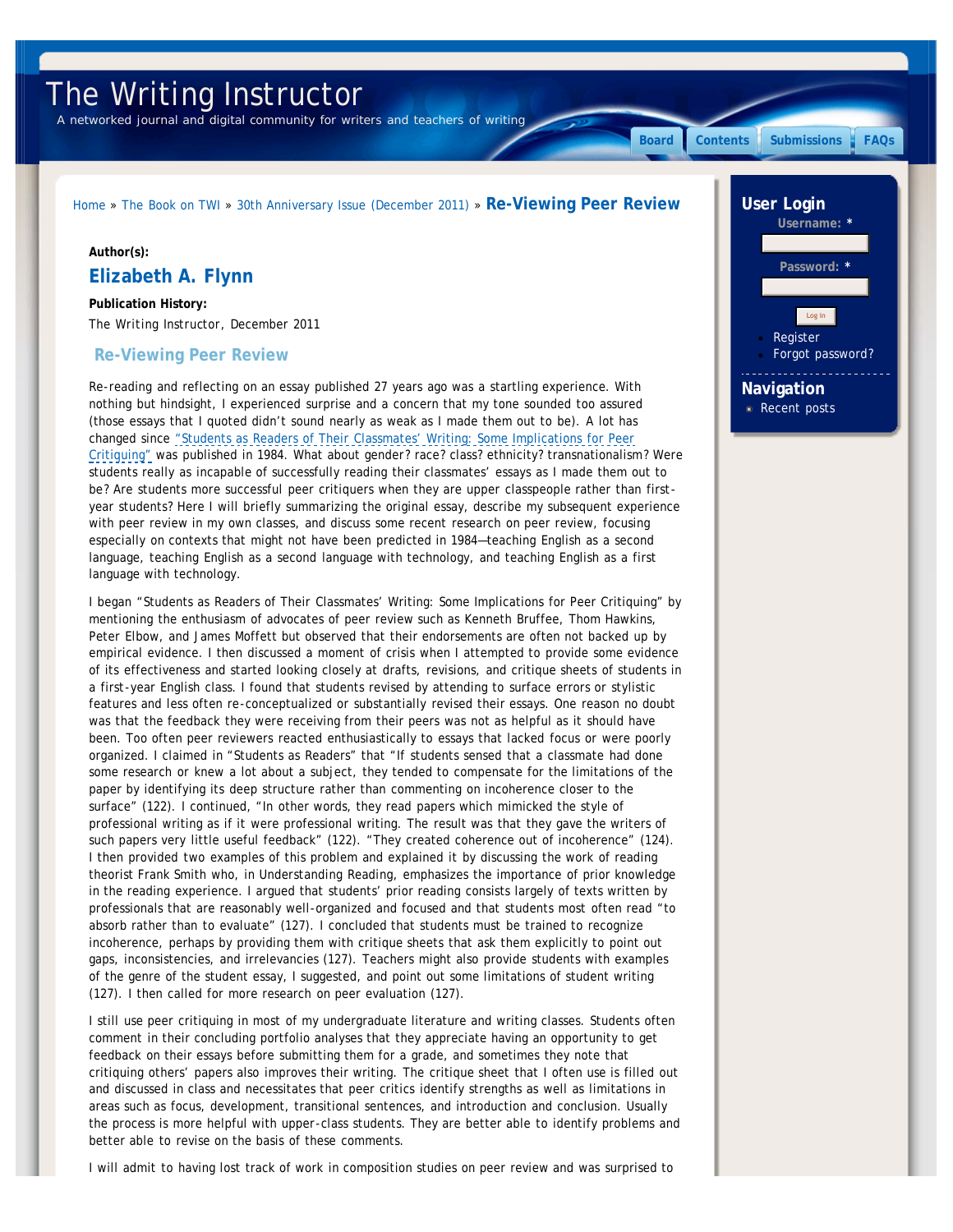# The Writing Instructor

A networked journal and digital community for writers and teachers of writing

Board | Contents | Submissions | FAQs

Home » The Book on TWI » 30th Anniversary Issue (December 2011) » **Re-Viewing Peer Review**

**Author(s):**

## Elizabeth A. Flynn

**Publication History:**

The Writing Instructor, December 2011

## Re-Viewing Peer Review

Re-reading and reflecting on an essay published 27 years ago was a startling experience. With nothing but hindsight, I experienced surprise and a concern that my tone sounded too assured (those essays that I quoted didn't sound nearly as weak as I made them out to be). A lot has changed since "Students as Readers of Their Classmates' Writing: Some Implications for Peer Critiquing" was published in 1984. What about gender? race? class? ethnicity? transnationalism? Were students really as incapable of successfully reading their classmates' essays as I made them out to be? Are students more successful peer critiquers when they are upper classpeople rather than first-year students? Here I will briefly summarizing the original essay, describe my subsequent experience with peer review in my own classes, and discuss some recent research on peer review, focusing especially on contexts that might not have been predicted in 1984—teaching English as a second language, teaching English as a second language with technology, and teaching English as a first language with technology.

I began "Students as Readers of Their Classmates' Writing: Some Implications for Peer Critiquing" by mentioning the enthusiasm of advocates of peer review such as Kenneth Bruffee, Thom Hawkins, Peter Elbow, and James Moffett but observed that their endorsements are often not backed up by empirical evidence. I then discussed a moment of crisis when I attempted to provide some evidence of its effectiveness and started looking closely at drafts, revisions, and critique sheets of students in a first-year English class. I found that students revised by attending to surface errors or stylistic features and less often re-conceptualized or substantially revised their essays. One reason no doubt was that the feedback they were receiving from their peers was not as helpful as it should have been. Too often peer reviewers reacted enthusiastically to essays that lacked focus or were poorly organized. I claimed in "Students as Readers" that "If students sensed that a classmate had done some research or knew a lot about a subject, they tended to compensate for the limitations of the paper by identifying its deep structure rather than commenting on incoherence closer to the surface" (122). I continued, "In other words, they read papers which mimicked the style of professional writing as if it were professional writing. The result was that they gave the writers of such papers very little useful feedback" (122). "They created coherence out of incoherence" (124). I then provided two examples of this problem and explained it by discussing the work of reading theorist Frank Smith who, in Understanding Reading, emphasizes the importance of prior knowledge in the reading experience. I argued that students' prior reading consists largely of texts written by professionals that are reasonably well-organized and focused and that students most often read "to absorb rather than to evaluate" (127). I concluded that students must be trained to recognize incoherence, perhaps by providing them with critique sheets that ask them explicitly to point out gaps, inconsistencies, and irrelevancies (127). Teachers might also provide students with examples of the genre of the student essay, I suggested, and point out some limitations of student writing (127). I then called for more research on peer evaluation (127).

I still use peer critiquing in most of my undergraduate literature and writing classes. Students often comment in their concluding portfolio analyses that they appreciate having an opportunity to get feedback on their essays before submitting them for a grade, and sometimes they note that critiquing others' papers also improves their writing. The critique sheet that I often use is filled out and discussed in class and necessitates that peer critics identify strengths as well as limitations in areas such as focus, development, transitional sentences, and introduction and conclusion. Usually the process is more helpful with upper-class students. They are better able to identify problems and better able to revise on the basis of these comments.

I will admit to having lost track of work in composition studies on peer review and was surprised to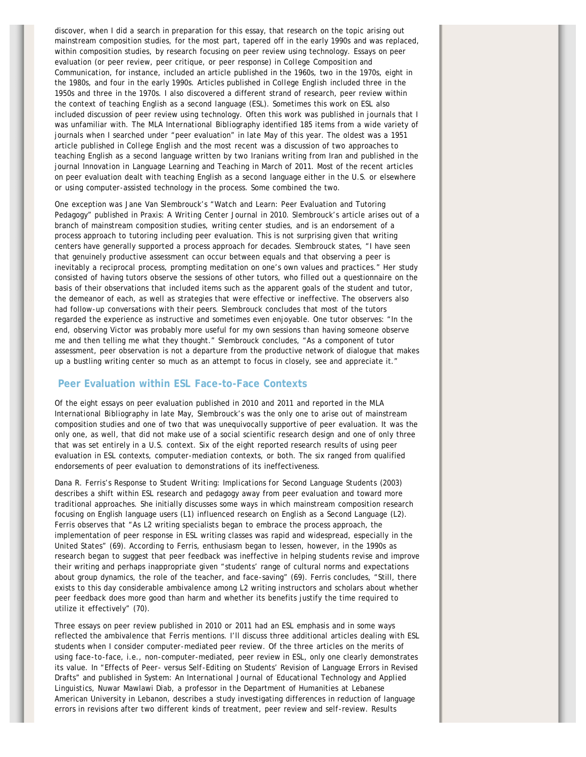discover, when I did a search in preparation for this essay, that research on the topic arising out mainstream composition studies, for the most part, tapered off in the early 1990s and was replaced, within composition studies, by research focusing on peer review using technology. Essays on peer evaluation (or peer review, peer critique, or peer response) in *College Composition and Communication*, for instance, included an article published in the 1960s, two in the 1970s, eight in the 1980s, and four in the early 1990s. Articles published in *College English* included three in the 1950s and three in the 1970s. I also discovered a different strand of research, peer review within the context of teaching English as a second language (ESL). Sometimes this work on ESL also included discussion of peer review using technology. Often this work was published in journals that I was unfamiliar with. The *MLA International Bibliography* identified 185 items from a wide variety of journals when I searched under "peer evaluation" in late May of this year. The oldest was a 1951 article published in *College English* and the most recent was a discussion of two approaches to teaching English as a second language written by two Iranians writing from Iran and published in the journal *Innovation in Language Learning and Teaching* in March of 2011. Most of the recent articles on peer evaluation dealt with teaching English as a second language either in the U.S. or elsewhere or using computer-assisted technology in the process. Some combined the two.

One exception was Jane Van Slembrouck's "Watch and Learn: Peer Evaluation and Tutoring Pedagogy" published in *Praxis: A Writing Center Journal* in 2010. Slembrouck's article arises out of a branch of mainstream composition studies, writing center studies, and is an endorsement of a process approach to tutoring including peer evaluation. This is not surprising given that writing centers have generally supported a process approach for decades. Slembrouck states, "I have seen that genuinely productive assessment can occur between equals and that observing a peer is inevitably a reciprocal process, prompting meditation on one's own values and practices." Her study consisted of having tutors observe the sessions of other tutors, who filled out a questionnaire on the basis of their observations that included items such as the apparent goals of the student and tutor, the demeanor of each, as well as strategies that were effective or ineffective. The observers also had follow-up conversations with their peers. Slembrouck concludes that most of the tutors regarded the experience as instructive and sometimes even enjoyable. One tutor observes: "In the end, observing Victor was probably more useful for my own sessions than having someone observe me and then telling me what they thought." Slembrouck concludes, "As a component of tutor assessment, peer observation is not a departure from the productive network of dialogue that makes up a bustling writing center so much as an attempt to focus in closely, see and appreciate it."

## Peer Evaluation within ESL Face-to-Face Contexts

Of the eight essays on peer evaluation published in 2010 and 2011 and reported in the *MLA International Bibliography* in late May, Slembrouck's was the only one to arise out of mainstream composition studies and one of two that was unequivocally supportive of peer evaluation. It was the only one, as well, that did not make use of a social scientific research design and one of only three that was set entirely in a U.S. context. Six of the eight reported research results of using peer evaluation in ESL contexts, computer-mediation contexts, or both. The six ranged from qualified endorsements of peer evaluation to demonstrations of its ineffectiveness.

Dana R. Ferris's *Response to Student Writing: Implications for Second Language Students* (2003) describes a shift within ESL research and pedagogy away from peer evaluation and toward more traditional approaches. She initially discusses some ways in which mainstream composition research focusing on English language users (L1) influenced research on English as a Second Language (L2). Ferris observes that "As L2 writing specialists began to embrace the process approach, the implementation of peer response in ESL writing classes was rapid and widespread, especially in the United States" (69). According to Ferris, enthusiasm began to lessen, however, in the 1990s as research began to suggest that peer feedback was ineffective in helping students revise and improve their writing and perhaps inappropriate given "students' range of cultural norms and expectations about group dynamics, the role of the teacher, and face-saving" (69). Ferris concludes, "Still, there exists to this day considerable ambivalence among L2 writing instructors and scholars about whether peer feedback does more good than harm and whether its benefits justify the time required to utilize it effectively" (70).

Three essays on peer review published in 2010 or 2011 had an ESL emphasis and in some ways reflected the ambivalence that Ferris mentions. I'll discuss three additional articles dealing with ESL students when I consider computer-mediated peer review. Of the three articles on the merits of using face-to-face, i.e., non-computer-mediated, peer review in ESL, only one clearly demonstrates its value. In "Effects of Peer- versus Self-Editing on Students' Revision of Language Errors in Revised Drafts" and published in *System: An International Journal of Educational Technology and Applied Linguistics*, Nuwar Mawlawi Diab, a professor in the Department of Humanities at Lebanese American University in Lebanon, describes a study investigating differences in reduction of language errors in revisions after two different kinds of treatment, peer review and self-review. Results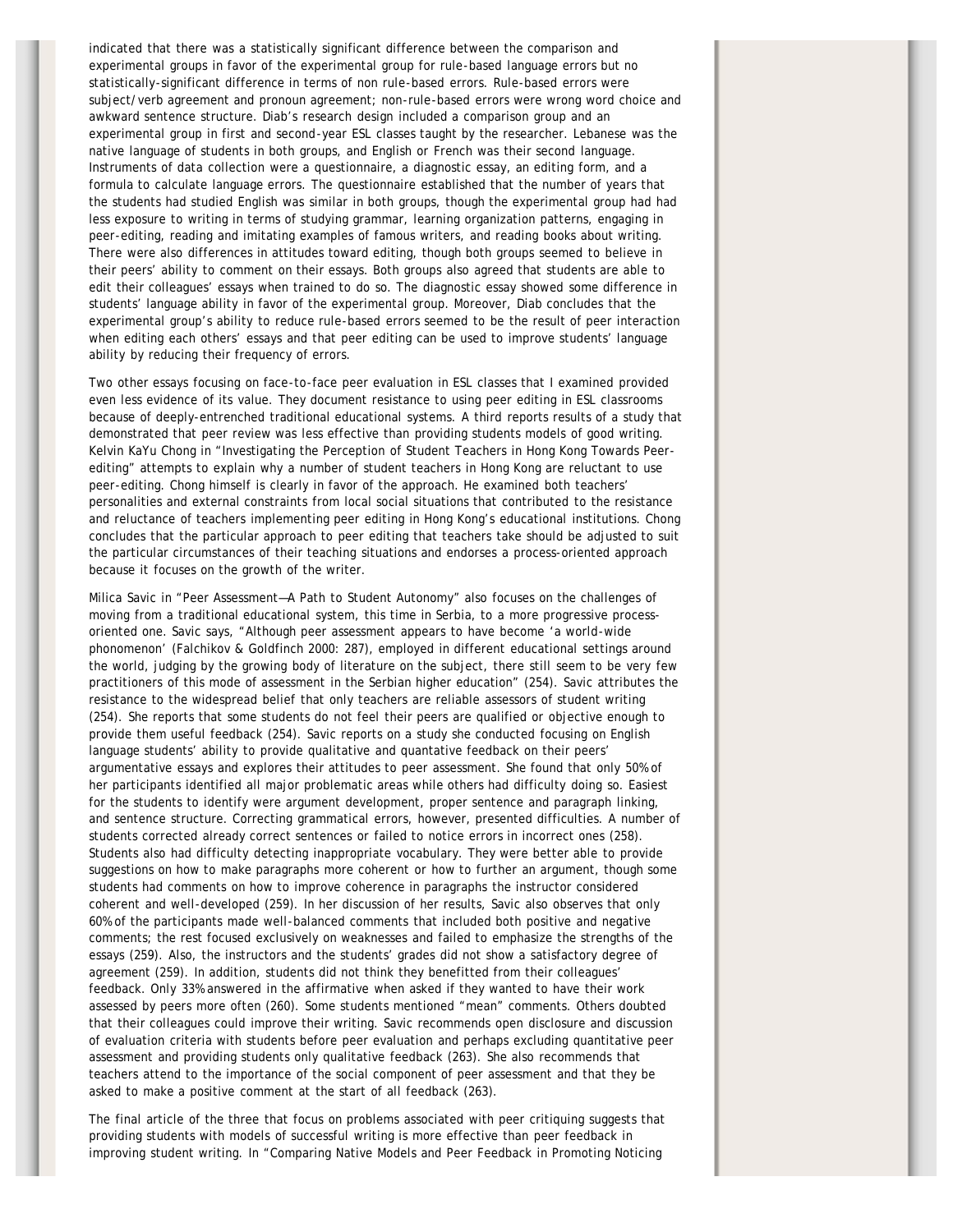indicated that there was a statistically significant difference between the comparison and experimental groups in favor of the experimental group for rule-based language errors but no statistically-significant difference in terms of non rule-based errors. Rule-based errors were subject/verb agreement and pronoun agreement; non-rule-based errors were wrong word choice and awkward sentence structure. Diab's research design included a comparison group and an experimental group in first and second-year ESL classes taught by the researcher. Lebanese was the native language of students in both groups, and English or French was their second language. Instruments of data collection were a questionnaire, a diagnostic essay, an editing form, and a formula to calculate language errors. The questionnaire established that the number of years that the students had studied English was similar in both groups, though the experimental group had had less exposure to writing in terms of studying grammar, learning organization patterns, engaging in peer-editing, reading and imitating examples of famous writers, and reading books about writing. There were also differences in attitudes toward editing, though both groups seemed to believe in their peers' ability to comment on their essays. Both groups also agreed that students are able to edit their colleagues' essays when trained to do so. The diagnostic essay showed some difference in students' language ability in favor of the experimental group. Moreover, Diab concludes that the experimental group's ability to reduce rule-based errors seemed to be the result of peer interaction when editing each others' essays and that peer editing can be used to improve students' language ability by reducing their frequency of errors.

Two other essays focusing on face-to-face peer evaluation in ESL classes that I examined provided even less evidence of its value. They document resistance to using peer editing in ESL classrooms because of deeply-entrenched traditional educational systems. A third reports results of a study that demonstrated that peer review was less effective than providing students models of good writing. Kelvin KaYu Chong in "Investigating the Perception of Student Teachers in Hong Kong Towards Peer-editing" attempts to explain why a number of student teachers in Hong Kong are reluctant to use peer-editing. Chong himself is clearly in favor of the approach. He examined both teachers' personalities and external constraints from local social situations that contributed to the resistance and reluctance of teachers implementing peer editing in Hong Kong's educational institutions. Chong concludes that the particular approach to peer editing that teachers take should be adjusted to suit the particular circumstances of their teaching situations and endorses a process-oriented approach because it focuses on the growth of the writer.

Milica Savic in "Peer Assessment—A Path to Student Autonomy" also focuses on the challenges of moving from a traditional educational system, this time in Serbia, to a more progressive process-oriented one. Savic says, "Although peer assessment appears to have become 'a world-wide phonomenon' (Falchikov & Goldfinch 2000: 287), employed in different educational settings around the world, judging by the growing body of literature on the subject, there still seem to be very few practitioners of this mode of assessment in the Serbian higher education" (254). Savic attributes the resistance to the widespread belief that only teachers are reliable assessors of student writing (254). She reports that some students do not feel their peers are qualified or objective enough to provide them useful feedback (254). Savic reports on a study she conducted focusing on English language students' ability to provide qualitative and quantative feedback on their peers' argumentative essays and explores their attitudes to peer assessment. She found that only 50% of her participants identified all major problematic areas while others had difficulty doing so. Easiest for the students to identify were argument development, proper sentence and paragraph linking, and sentence structure. Correcting grammatical errors, however, presented difficulties. A number of students corrected already correct sentences or failed to notice errors in incorrect ones (258). Students also had difficulty detecting inappropriate vocabulary. They were better able to provide suggestions on how to make paragraphs more coherent or how to further an argument, though some students had comments on how to improve coherence in paragraphs the instructor considered coherent and well-developed (259). In her discussion of her results, Savic also observes that only 60% of the participants made well-balanced comments that included both positive and negative comments; the rest focused exclusively on weaknesses and failed to emphasize the strengths of the essays (259). Also, the instructors and the students' grades did not show a satisfactory degree of agreement (259). In addition, students did not think they benefitted from their colleagues' feedback. Only 33% answered in the affirmative when asked if they wanted to have their work assessed by peers more often (260). Some students mentioned "mean" comments. Others doubted that their colleagues could improve their writing. Savic recommends open disclosure and discussion of evaluation criteria with students before peer evaluation and perhaps excluding quantitative peer assessment and providing students only qualitative feedback (263). She also recommends that teachers attend to the importance of the social component of peer assessment and that they be asked to make a positive comment at the start of all feedback (263).

The final article of the three that focus on problems associated with peer critiquing suggests that providing students with models of successful writing is more effective than peer feedback in improving student writing. In "Comparing Native Models and Peer Feedback in Promoting Noticing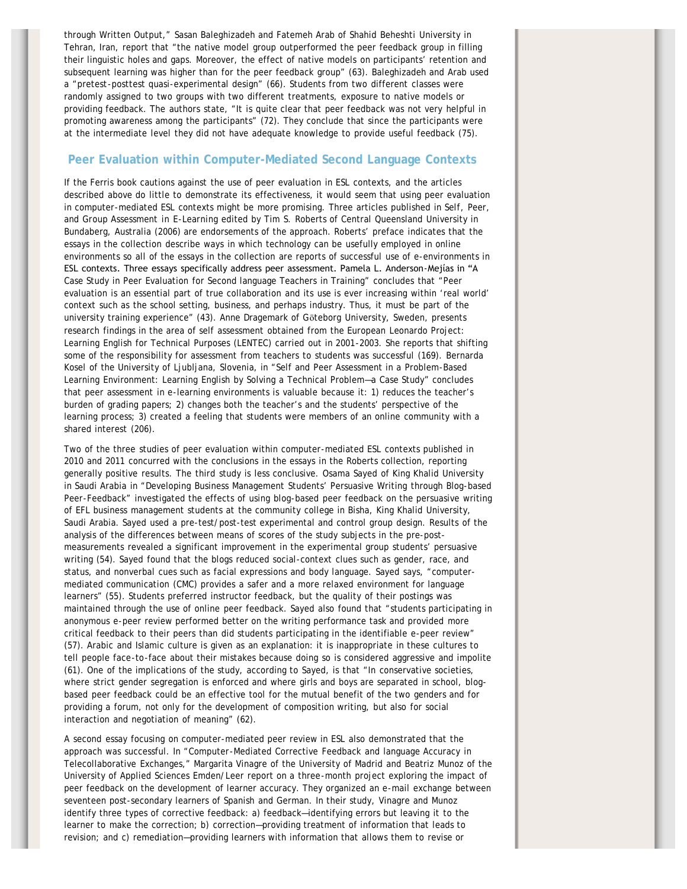through Written Output," Sasan Baleghizadeh and Fatemeh Arab of Shahid Beheshti University in Tehran, Iran, report that "the native model group outperformed the peer feedback group in filling their linguistic holes and gaps. Moreover, the effect of native models on participants' retention and subsequent learning was higher than for the peer feedback group" (63). Baleghizadeh and Arab used a "pretest-posttest quasi-experimental design" (66). Students from two different classes were randomly assigned to two groups with two different treatments, exposure to native models or providing feedback. The authors state, "It is quite clear that peer feedback was not very helpful in promoting awareness among the participants" (72). They conclude that since the participants were at the intermediate level they did not have adequate knowledge to provide useful feedback (75).

## Peer Evaluation within Computer-Mediated Second Language Contexts

If the Ferris book cautions against the use of peer evaluation in ESL contexts, and the articles described above do little to demonstrate its effectiveness, it would seem that using peer evaluation in computer-mediated ESL contexts might be more promising. Three articles published in *Self, Peer, and Group Assessment in E-Learning* edited by Tim S. Roberts of Central Queensland University in Bundaberg, Australia (2006) are endorsements of the approach. Roberts' preface indicates that the essays in the collection describe ways in which technology can be usefully employed in online environments so all of the essays in the collection are reports of successful use of e-environments in ESL contexts. Three essays specifically address peer assessment. Pamela L. Anderson-Mejías in "A Case Study in Peer Evaluation for Second language Teachers in Training" concludes that "Peer evaluation is an essential part of true collaboration and its use is ever increasing within 'real world' context such as the school setting, business, and perhaps industry. Thus, it must be part of the university training experience" (43). Anne Dragemark of Göteborg University, Sweden, presents research findings in the area of self assessment obtained from the European Leonardo Project: Learning English for Technical Purposes (LENTEC) carried out in 2001-2003. She reports that shifting some of the responsibility for assessment from teachers to students was successful (169). Bernarda Kosel of the University of Ljubljana, Slovenia, in "Self and Peer Assessment in a Problem-Based Learning Environment: Learning English by Solving a Technical Problem—a Case Study" concludes that peer assessment in e-learning environments is valuable because it: 1) reduces the teacher's burden of grading papers; 2) changes both the teacher's and the students' perspective of the learning process; 3) created a feeling that students were members of an online community with a shared interest (206).

Two of the three studies of peer evaluation within computer-mediated ESL contexts published in 2010 and 2011 concurred with the conclusions in the essays in the Roberts collection, reporting generally positive results. The third study is less conclusive. Osama Sayed of King Khalid University in Saudi Arabia in "Developing Business Management Students' Persuasive Writing through Blog-based Peer-Feedback" investigated the effects of using blog-based peer feedback on the persuasive writing of EFL business management students at the community college in Bisha, King Khalid University, Saudi Arabia. Sayed used a pre-test/post-test experimental and control group design. Results of the analysis of the differences between means of scores of the study subjects in the pre-post-measurements revealed a significant improvement in the experimental group students' persuasive writing (54). Sayed found that the blogs reduced social-context clues such as gender, race, and status, and nonverbal cues such as facial expressions and body language. Sayed says, "computer-mediated communication (CMC) provides a safer and a more relaxed environment for language learners" (55). Students preferred instructor feedback, but the quality of their postings was maintained through the use of online peer feedback. Sayed also found that "students participating in anonymous e-peer review performed better on the writing performance task and provided more critical feedback to their peers than did students participating in the identifiable e-peer review" (57). Arabic and Islamic culture is given as an explanation: it is inappropriate in these cultures to tell people face-to-face about their mistakes because doing so is considered aggressive and impolite (61). One of the implications of the study, according to Sayed, is that "In conservative societies, where strict gender segregation is enforced and where girls and boys are separated in school, blog-based peer feedback could be an effective tool for the mutual benefit of the two genders and for providing a forum, not only for the development of composition writing, but also for social interaction and negotiation of meaning" (62).

A second essay focusing on computer-mediated peer review in ESL also demonstrated that the approach was successful. In "Computer-Mediated Corrective Feedback and language Accuracy in Telecollaborative Exchanges," Margarita Vinagre of the University of Madrid and Beatriz Munoz of the University of Applied Sciences Emden/Leer report on a three-month project exploring the impact of peer feedback on the development of learner accuracy. They organized an e-mail exchange between seventeen post-secondary learners of Spanish and German. In their study, Vinagre and Munoz identify three types of corrective feedback: a) feedback—identifying errors but leaving it to the learner to make the correction; b) correction—providing treatment of information that leads to revision; and c) remediation—providing learners with information that allows them to revise or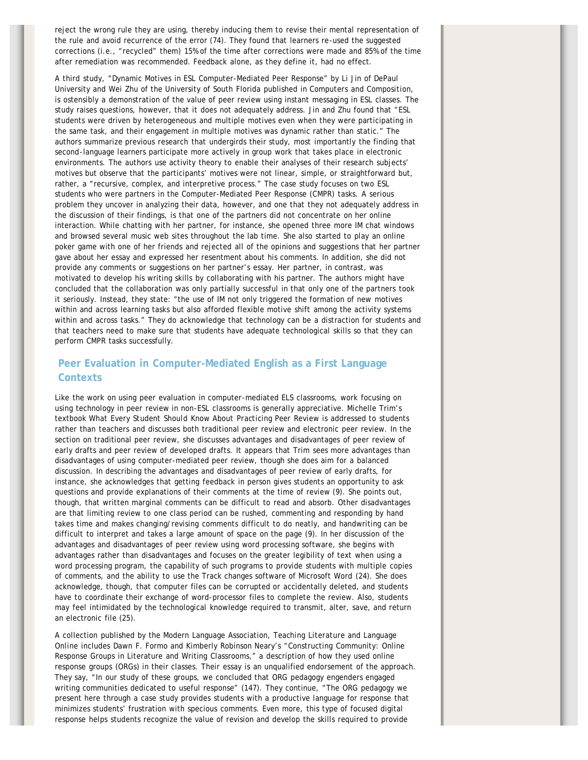reject the wrong rule they are using, thereby inducing them to revise their mental representation of the rule and avoid recurrence of the error (74). They found that learners re-used the suggested corrections (i.e., "recycled" them) 15% of the time after corrections were made and 85% of the time after remediation was recommended. Feedback alone, as they define it, had no effect.

A third study, "Dynamic Motives in ESL Computer-Mediated Peer Response" by Li Jin of DePaul University and Wei Zhu of the University of South Florida published in *Computers and Composition*, is ostensibly a demonstration of the value of peer review using instant messaging in ESL classes. The study raises questions, however, that it does not adequately address. Jin and Zhu found that "ESL students were driven by heterogeneous and multiple motives even when they were participating in the same task, and their engagement in multiple motives was dynamic rather than static." The authors summarize previous research that undergirds their study, most importantly the finding that second-language learners participate more actively in group work that takes place in electronic environments. The authors use activity theory to enable their analyses of their research subjects' motives but observe that the participants' motives were not linear, simple, or straightforward but, rather, a "recursive, complex, and interpretive process." The case study focuses on two ESL students who were partners in the Computer-Mediated Peer Response (CMPR) tasks. A serious problem they uncover in analyzing their data, however, and one that they not adequately address in the discussion of their findings, is that one of the partners did not concentrate on her online interaction. While chatting with her partner, for instance, she opened three more IM chat windows and browsed several music web sites throughout the lab time. She also started to play an online poker game with one of her friends and rejected all of the opinions and suggestions that her partner gave about her essay and expressed her resentment about his comments. In addition, she did not provide any comments or suggestions on her partner's essay. Her partner, in contrast, was motivated to develop his writing skills by collaborating with his partner. The authors might have concluded that the collaboration was only partially successful in that only one of the partners took it seriously. Instead, they state: "the use of IM not only triggered the formation of new motives within and across learning tasks but also afforded flexible motive shift among the activity systems within and across tasks." They do acknowledge that technology can be a distraction for students and that teachers need to make sure that students have adequate technological skills so that they can perform CMPR tasks successfully.

## Peer Evaluation in Computer-Mediated English as a First Language Contexts

Like the work on using peer evaluation in computer-mediated ELS classrooms, work focusing on using technology in peer review in non-ESL classrooms is generally appreciative. Michelle Trim's textbook *What Every Student Should Know About Practicing Peer Review* is addressed to students rather than teachers and discusses both traditional peer review and electronic peer review. In the section on traditional peer review, she discusses advantages and disadvantages of peer review of early drafts and peer review of developed drafts. It appears that Trim sees more advantages than disadvantages of using computer-mediated peer review, though she does aim for a balanced discussion. In describing the advantages and disadvantages of peer review of early drafts, for instance, she acknowledges that getting feedback in person gives students an opportunity to ask questions and provide explanations of their comments at the time of review (9). She points out, though, that written marginal comments can be difficult to read and absorb. Other disadvantages are that limiting review to one class period can be rushed, commenting and responding by hand takes time and makes changing/revising comments difficult to do neatly, and handwriting can be difficult to interpret and takes a large amount of space on the page (9). In her discussion of the advantages and disadvantages of peer review using word processing software, she begins with advantages rather than disadvantages and focuses on the greater legibility of text when using a word processing program, the capability of such programs to provide students with multiple copies of comments, and the ability to use the Track changes software of Microsoft Word (24). She does acknowledge, though, that computer files can be corrupted or accidentally deleted, and students have to coordinate their exchange of word-processor files to complete the review. Also, students may feel intimidated by the technological knowledge required to transmit, alter, save, and return an electronic file (25).

A collection published by the Modern Language Association, *Teaching Literature and Language Online* includes Dawn F. Formo and Kimberly Robinson Neary's "Constructing Community: Online Response Groups in Literature and Writing Classrooms," a description of how they used online response groups (ORGs) in their classes. Their essay is an unqualified endorsement of the approach. They say, "In our study of these groups, we concluded that ORG pedagogy engenders engaged writing communities dedicated to useful response" (147). They continue, "The ORG pedagogy we present here through a case study provides students with a productive language for response that minimizes students' frustration with specious comments. Even more, this type of focused digital response helps students recognize the value of revision and develop the skills required to provide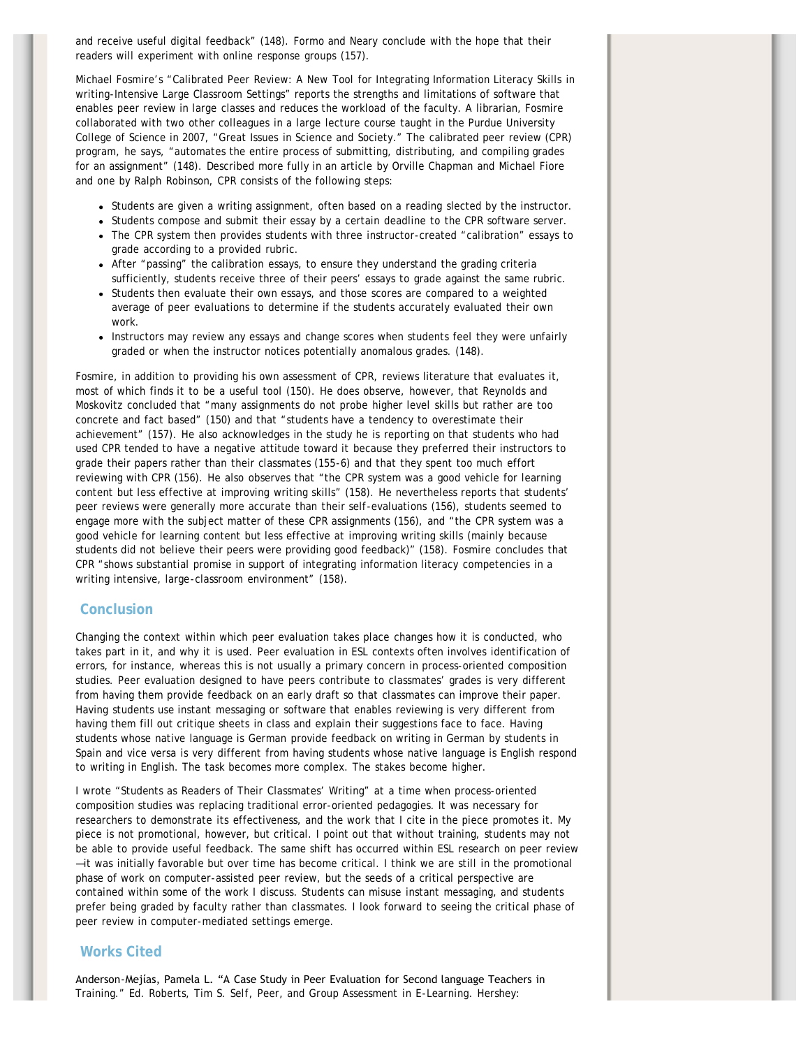and receive useful digital feedback" (148). Formo and Neary conclude with the hope that their readers will experiment with online response groups (157).

Michael Fosmire's "Calibrated Peer Review: A New Tool for Integrating Information Literacy Skills in writing-Intensive Large Classroom Settings" reports the strengths and limitations of software that enables peer review in large classes and reduces the workload of the faculty. A librarian, Fosmire collaborated with two other colleagues in a large lecture course taught in the Purdue University College of Science in 2007, "Great Issues in Science and Society." The calibrated peer review (CPR) program, he says, "automates the entire process of submitting, distributing, and compiling grades for an assignment" (148). Described more fully in an article by Orville Chapman and Michael Fiore and one by Ralph Robinson, CPR consists of the following steps:

- Students are given a writing assignment, often based on a reading slected by the instructor.
- Students compose and submit their essay by a certain deadline to the CPR software server.
- The CPR system then provides students with three instructor-created "calibration" essays to grade according to a provided rubric.
- After "passing" the calibration essays, to ensure they understand the grading criteria sufficiently, students receive three of their peers' essays to grade against the same rubric.
- Students then evaluate their own essays, and those scores are compared to a weighted average of peer evaluations to determine if the students accurately evaluated their own work.
- Instructors may review any essays and change scores when students feel they were unfairly graded or when the instructor notices potentially anomalous grades. (148).

Fosmire, in addition to providing his own assessment of CPR, reviews literature that evaluates it, most of which finds it to be a useful tool (150). He does observe, however, that Reynolds and Moskovitz concluded that "many assignments do not probe higher level skills but rather are too concrete and fact based" (150) and that "students have a tendency to overestimate their achievement" (157). He also acknowledges in the study he is reporting on that students who had used CPR tended to have a negative attitude toward it because they preferred their instructors to grade their papers rather than their classmates (155-6) and that they spent too much effort reviewing with CPR (156). He also observes that "the CPR system was a good vehicle for learning content but less effective at improving writing skills" (158). He nevertheless reports that students' peer reviews were generally more accurate than their self-evaluations (156), students seemed to engage more with the subject matter of these CPR assignments (156), and "the CPR system was a good vehicle for learning content but less effective at improving writing skills (mainly because students did not believe their peers were providing good feedback)" (158). Fosmire concludes that CPR "shows substantial promise in support of integrating information literacy competencies in a writing intensive, large-classroom environment" (158).

## Conclusion

Changing the context within which peer evaluation takes place changes how it is conducted, who takes part in it, and why it is used. Peer evaluation in ESL contexts often involves identification of errors, for instance, whereas this is not usually a primary concern in process-oriented composition studies. Peer evaluation designed to have peers contribute to classmates' grades is very different from having them provide feedback on an early draft so that classmates can improve their paper. Having students use instant messaging or software that enables reviewing is very different from having them fill out critique sheets in class and explain their suggestions face to face. Having students whose native language is German provide feedback on writing in German by students in Spain and vice versa is very different from having students whose native language is English respond to writing in English. The task becomes more complex. The stakes become higher.

I wrote "Students as Readers of Their Classmates' Writing" at a time when process-oriented composition studies was replacing traditional error-oriented pedagogies. It was necessary for researchers to demonstrate its effectiveness, and the work that I cite in the piece promotes it. My piece is not promotional, however, but critical. I point out that without training, students may not be able to provide useful feedback. The same shift has occurred within ESL research on peer review—it was initially favorable but over time has become critical. I think we are still in the promotional phase of work on computer-assisted peer review, but the seeds of a critical perspective are contained within some of the work I discuss. Students can misuse instant messaging, and students prefer being graded by faculty rather than classmates. I look forward to seeing the critical phase of peer review in computer-mediated settings emerge.

## Works Cited

Anderson-Mejías, Pamela L. "A Case Study in Peer Evaluation for Second language Teachers in Training." Ed. Roberts, Tim S. *Self, Peer, and Group Assessment in E-Learning*. Hershey: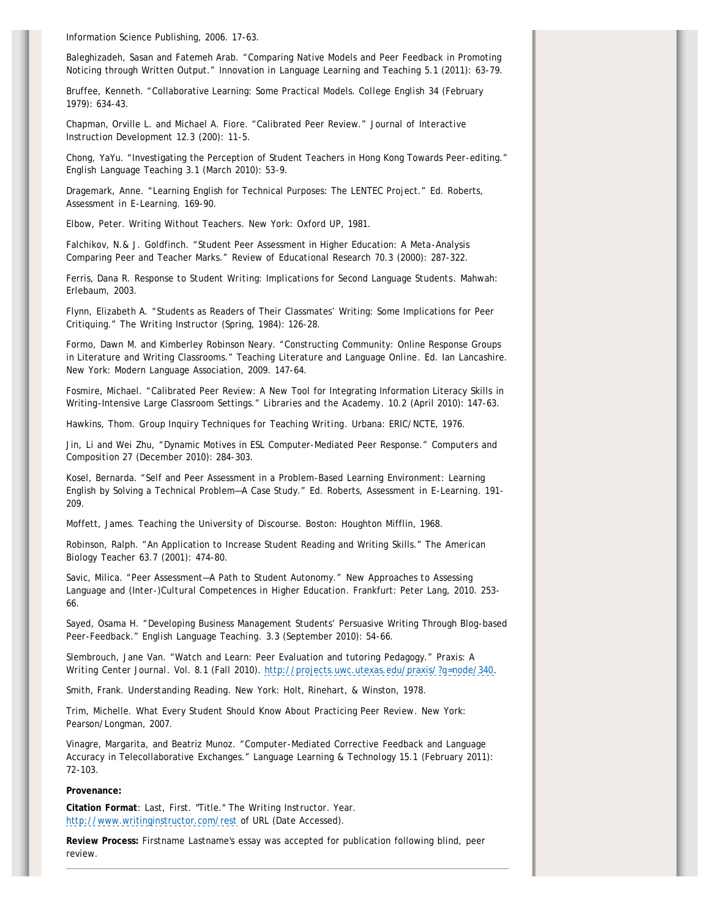Information Science Publishing, 2006. 17-63.

Baleghizadeh, Sasan and Fatemeh Arab. "Comparing Native Models and Peer Feedback in Promoting Noticing through Written Output." Innovation in Language Learning and Teaching 5.1 (2011): 63-79.

Bruffee, Kenneth. "Collaborative Learning: Some Practical Models. College English 34 (February 1979): 634-43.

Chapman, Orville L. and Michael A. Fiore. "Calibrated Peer Review." Journal of Interactive Instruction Development 12.3 (200): 11-5.

Chong, YaYu. "Investigating the Perception of Student Teachers in Hong Kong Towards Peer-editing." English Language Teaching 3.1 (March 2010): 53-9.

Dragemark, Anne. "Learning English for Technical Purposes: The LENTEC Project." Ed. Roberts, Assessment in E-Learning. 169-90.

Elbow, Peter. Writing Without Teachers. New York: Oxford UP, 1981.

Falchikov, N.& J. Goldfinch. "Student Peer Assessment in Higher Education: A Meta-Analysis Comparing Peer and Teacher Marks." Review of Educational Research 70.3 (2000): 287-322.

Ferris, Dana R. Response to Student Writing: Implications for Second Language Students. Mahwah: Erlebaum, 2003.

Flynn, Elizabeth A. "Students as Readers of Their Classmates' Writing: Some Implications for Peer Critiquing." The Writing Instructor (Spring, 1984): 126-28.

Formo, Dawn M. and Kimberley Robinson Neary. "Constructing Community: Online Response Groups in Literature and Writing Classrooms." Teaching Literature and Language Online. Ed. Ian Lancashire. New York: Modern Language Association, 2009. 147-64.

Fosmire, Michael. "Calibrated Peer Review: A New Tool for Integrating Information Literacy Skills in Writing-Intensive Large Classroom Settings." Libraries and the Academy. 10.2 (April 2010): 147-63.

Hawkins, Thom. Group Inquiry Techniques for Teaching Writing. Urbana: ERIC/NCTE, 1976.

Jin, Li and Wei Zhu, "Dynamic Motives in ESL Computer-Mediated Peer Response." Computers and Composition 27 (December 2010): 284-303.

Kosel, Bernarda. "Self and Peer Assessment in a Problem-Based Learning Environment: Learning English by Solving a Technical Problem—A Case Study." Ed. Roberts, Assessment in E-Learning. 191-209.

Moffett, James. Teaching the University of Discourse. Boston: Houghton Mifflin, 1968.

Robinson, Ralph. "An Application to Increase Student Reading and Writing Skills." The American Biology Teacher 63.7 (2001): 474-80.

Savic, Milica. "Peer Assessment—A Path to Student Autonomy." New Approaches to Assessing Language and (Inter-)Cultural Competences in Higher Education. Frankfurt: Peter Lang, 2010. 253-66.

Sayed, Osama H. "Developing Business Management Students' Persuasive Writing Through Blog-based Peer-Feedback." English Language Teaching. 3.3 (September 2010): 54-66.

Slembrouch, Jane Van. "Watch and Learn: Peer Evaluation and tutoring Pedagogy." Praxis: A Writing Center Journal. Vol. 8.1 (Fall 2010). http://projects.uwc.utexas.edu/praxis/?q=node/340.

Smith, Frank. Understanding Reading. New York: Holt, Rinehart, & Winston, 1978.

Trim, Michelle. What Every Student Should Know About Practicing Peer Review. New York: Pearson/Longman, 2007.

Vinagre, Margarita, and Beatriz Munoz. "Computer-Mediated Corrective Feedback and Language Accuracy in Telecollaborative Exchanges." Language Learning & Technology 15.1 (February 2011): 72-103.

**Provenance:**

**Citation Format**: Last, First. "Title." The Writing Instructor. Year. http://www.writinginstructor.com/rest of URL (Date Accessed).

**Review Process:** Firstname Lastname's essay was accepted for publication following blind, peer review.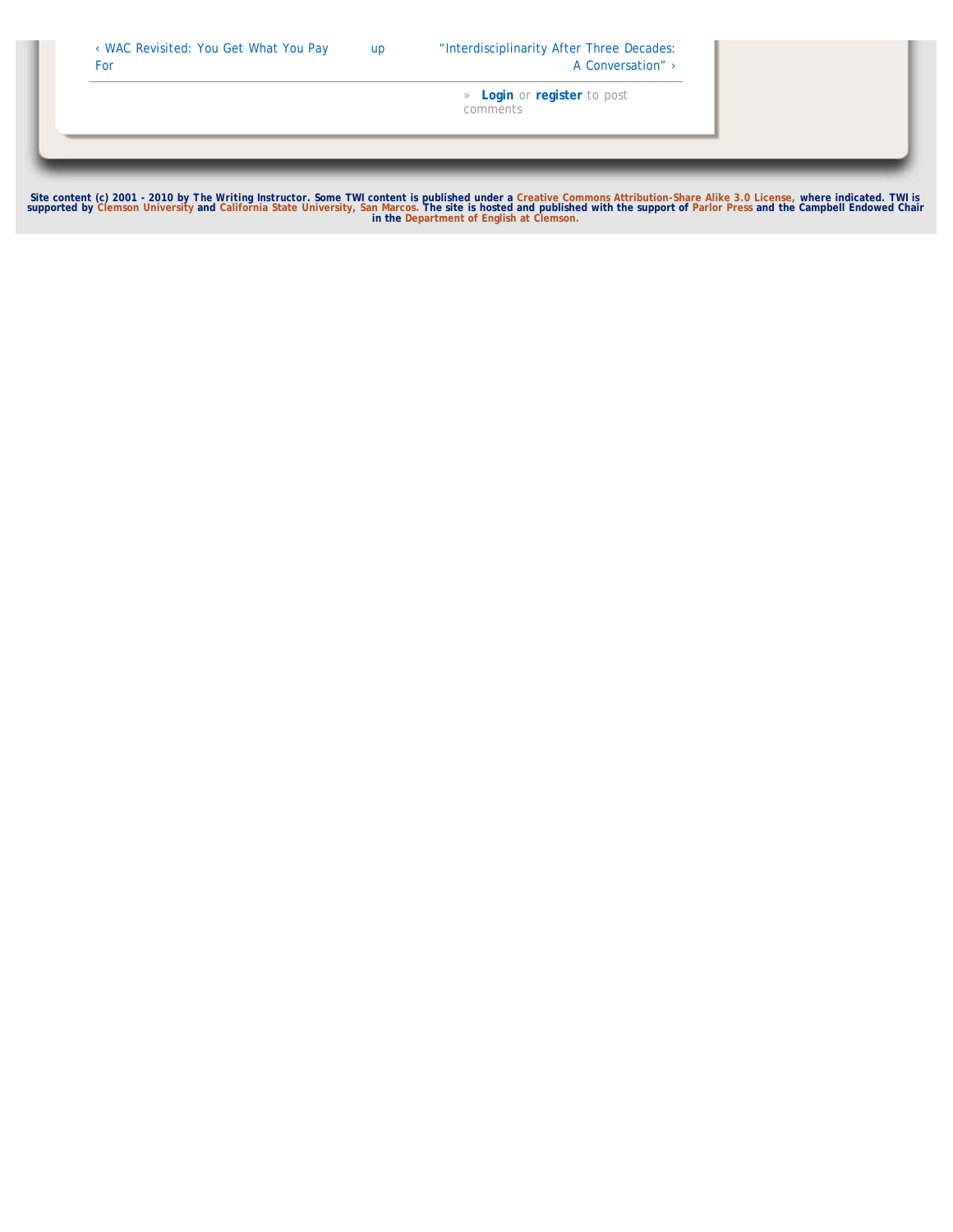‹ WAC Revisited: You Get What You Pay For | up | “Interdisciplinarity After Three Decades: A Conversation” ›

» **Login** or **register** to post comments

**Site content (c) 2001 - 2010 by The Writing Instructor. Some TWI content is published under a Creative Commons Attribution-Share Alike 3.0 License, where indicated. TWI is supported by Clemson University and California State University, San Marcos. The site is hosted and published with the support of Parlor Press and the Campbell Endowed Chair in the Department of English at Clemson.**